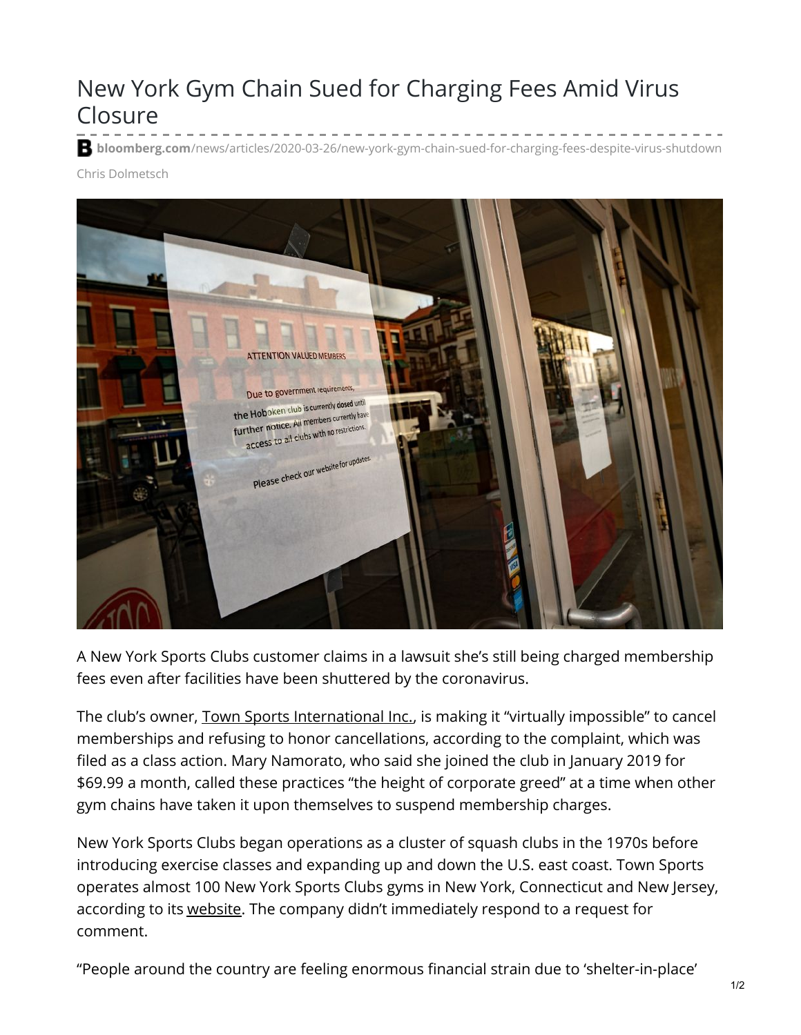# New York Gym Chain Sued for Charging Fees Amid Virus Closure

**bloomberg.com**/news/articles/2020-03-26/new-york-gym-chain-sued-for-charging-fees-despite-virus-shutdown

Chris Dolmetsch

A New York Sports Clubs customer claims in a lawsuit she's still being charged membership fees even after facilities have been shuttered by the coronavirus.

The club's owner, Town Sports International Inc., is making it "virtually impossible" to cancel memberships and refusing to honor cancellations, according to the complaint, which was filed as a class action. Mary Namorato, who said she joined the club in January 2019 for $69.99 a month, called these practices "the height of corporate greed" at a time when other gym chains have taken it upon themselves to suspend membership charges.

New York Sports Clubs began operations as a cluster of squash clubs in the 1970s before introducing exercise classes and expanding up and down the U.S. east coast. Town Sports operates almost 100 New York Sports Clubs gyms in New York, Connecticut and New Jersey, according to its website. The company didn't immediately respond to a request for comment.

"People around the country are feeling enormous financial strain due to 'shelter-in-place'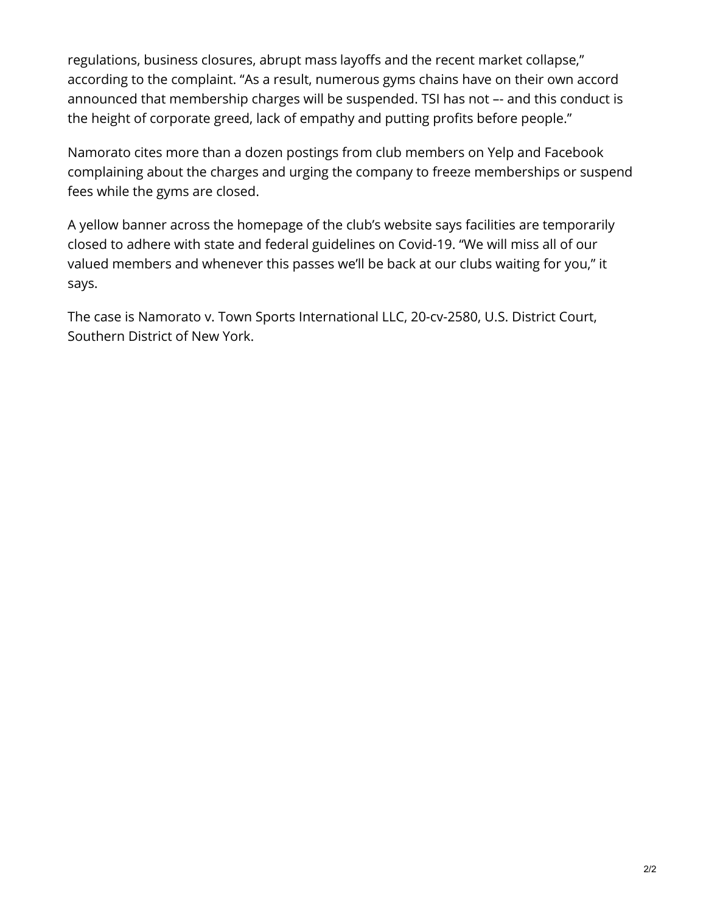regulations, business closures, abrupt mass layoffs and the recent market collapse," according to the complaint. "As a result, numerous gyms chains have on their own accord announced that membership charges will be suspended. TSI has not –- and this conduct is the height of corporate greed, lack of empathy and putting profits before people."

Namorato cites more than a dozen postings from club members on Yelp and Facebook complaining about the charges and urging the company to freeze memberships or suspend fees while the gyms are closed.

A yellow banner across the homepage of the club's website says facilities are temporarily closed to adhere with state and federal guidelines on Covid-19. "We will miss all of our valued members and whenever this passes we'll be back at our clubs waiting for you," it says.

The case is Namorato v. Town Sports International LLC, 20-cv-2580, U.S. District Court, Southern District of New York.